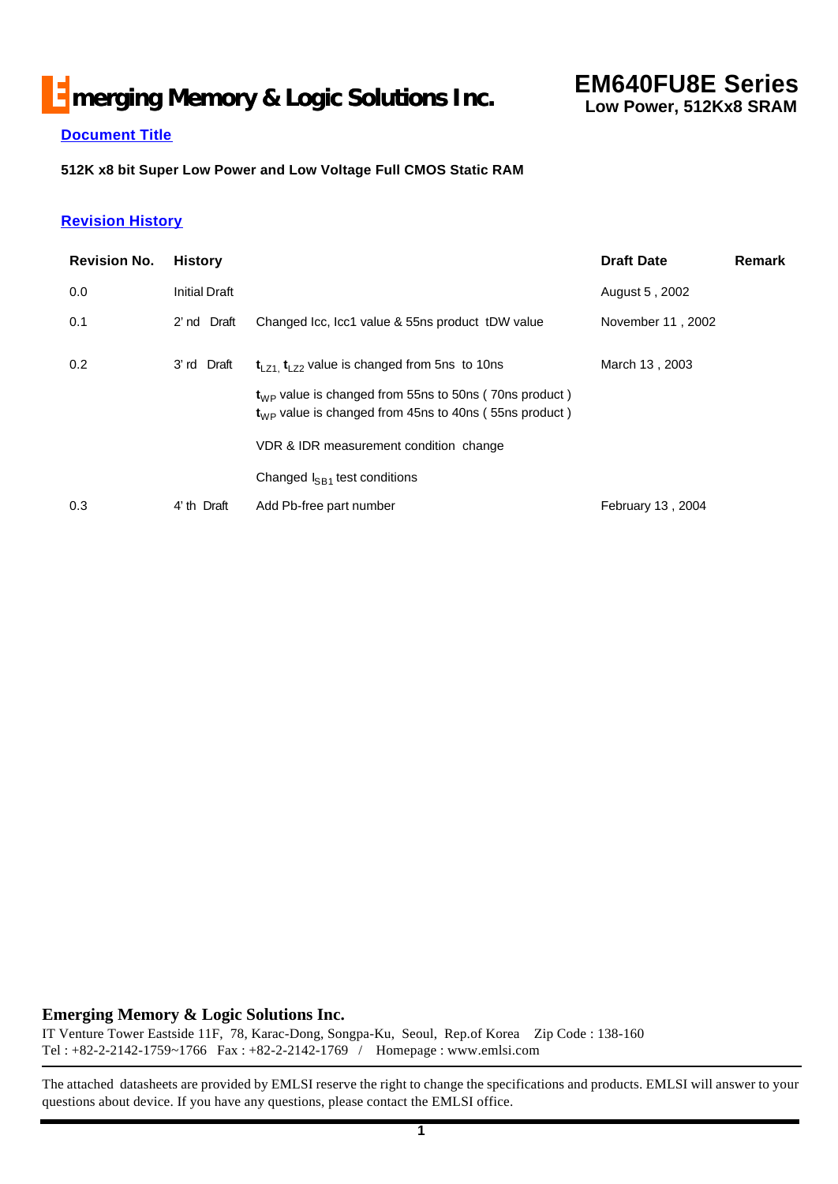# Emerging Memory & Logic Solutions Inc.

**EM640FU8E Series**
**Low Power, 512Kx8 SRAM**

## Document Title

**512K x8 bit Super Low Power and Low Voltage Full CMOS Static RAM**

## Revision History

| Revision No. | History | | Draft Date | Remark |
|---|---|---|---|---|
| 0.0 | Initial Draft | | August 5 , 2002 | |
| 0.1 | 2' nd Draft | Changed Icc, Icc1 value & 55ns product tDW value | November 11 , 2002 | |
| 0.2 | 3' rd Draft | $t_{LZ1}$, $t_{LZ2}$ value is changed from 5ns to 10ns | March 13 , 2003 | |
| | | $t_{WP}$ value is changed from 55ns to 50ns ( 70ns product ) | | |
| | | $t_{WP}$ value is changed from 45ns to 40ns ( 55ns product ) | | |
| | | VDR & IDR measurement condition change | | |
| | | Changed $I_{SB1}$ test conditions | | |
| 0.3 | 4' th Draft | Add Pb-free part number | February 13 , 2004 | |

**Emerging Memory & Logic Solutions Inc.**
IT Venture Tower Eastside 11F, 78, Karac-Dong, Songpa-Ku, Seoul, Rep.of Korea Zip Code : 138-160
Tel : +82-2-2142-1759~1766 Fax : +82-2-2142-1769 / Homepage : www.emlsi.com

The attached datasheets are provided by EMLSI reserve the right to change the specifications and products. EMLSI will answer to your questions about device. If you have any questions, please contact the EMLSI office.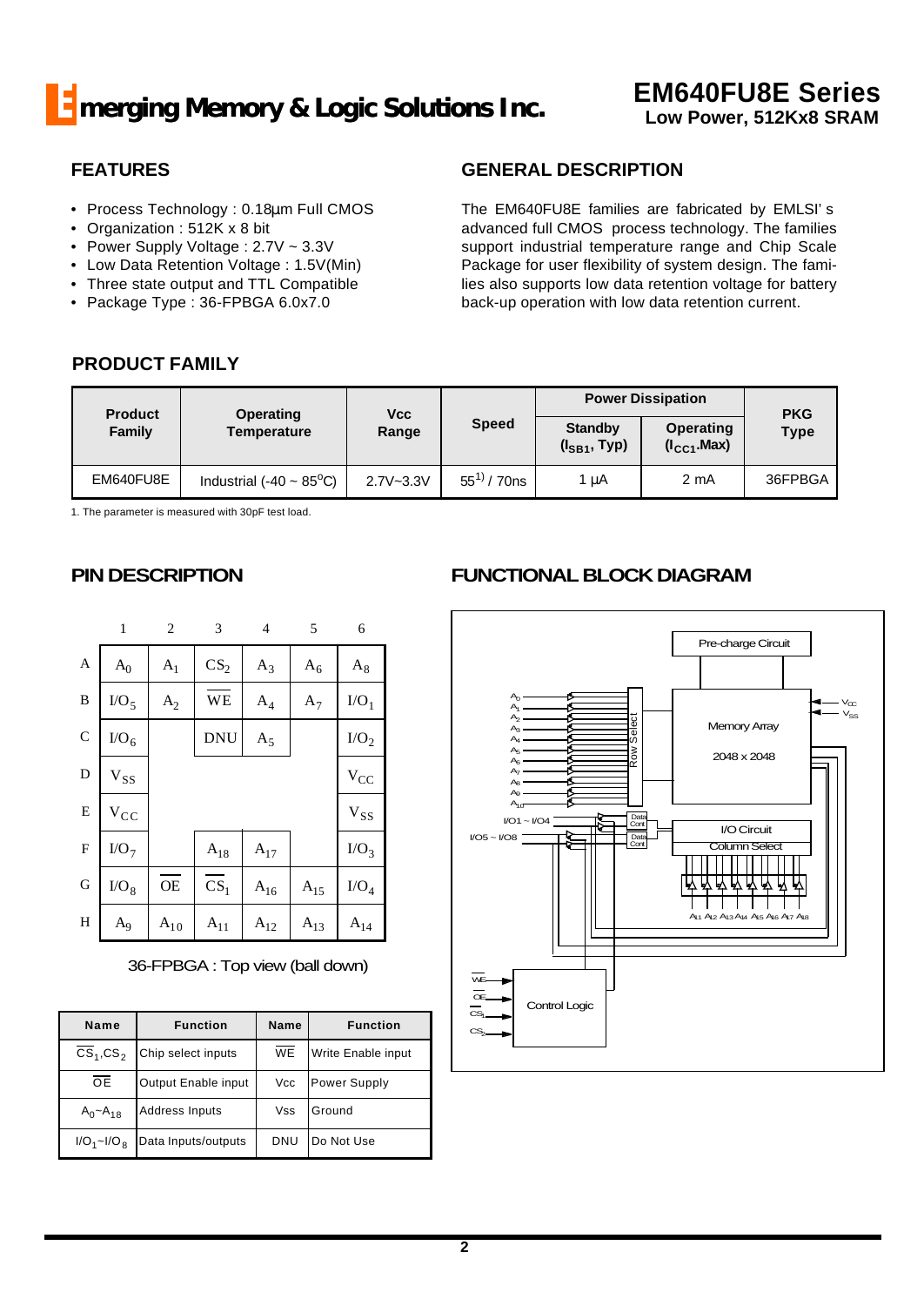# Emerging Memory & Logic Solutions Inc.

## EM640FU8E Series
**Low Power, 512Kx8 SRAM**

## FEATURES

- Process Technology : 0.18µm Full CMOS
- Organization : 512K x 8 bit
- Power Supply Voltage : 2.7V ~ 3.3V
- Low Data Retention Voltage : 1.5V(Min)
- Three state output and TTL Compatible
- Package Type : 36-FPBGA 6.0x7.0

## GENERAL DESCRIPTION

The EM640FU8E families are fabricated by EMLSI' s advanced full CMOS process technology. The families support industrial temperature range and Chip Scale Package for user flexibility of system design. The families also supports low data retention voltage for battery back-up operation with low data retention current.

## PRODUCT FAMILY

| Product Family | Operating Temperature | Vcc Range | Speed | Power Dissipation | | PKG Type |
|---|---|---|---|---|---|---|
| | | | | Standby ($I_{SB1}$, Typ) | Operating ($I_{CC1}$.Max) | |
| EM640FU8E | Industrial (-40 ~ 85°C) | 2.7V~3.3V | 55[1] / 70ns | 1 µA | 2 mA | 36FPBGA |

1. The parameter is measured with 30pF test load.

## PIN DESCRIPTION

| | 1 | 2 | 3 | 4 | 5 | 6 |
|---|---|---|---|---|---|---|
| A | $A_0$ | $A_1$ | $CS_2$ | $A_3$ | $A_6$ | $A_8$ |
| B | $I/O_5$ | $A_2$ | $\overline{WE}$ | $A_4$ | $A_7$ | $I/O_1$ |
| C | $I/O_6$ | | DNU | $A_5$ | | $I/O_2$ |
| D | $V_{SS}$ | | | | | $V_{CC}$ |
| E | $V_{CC}$ | | | | | $V_{SS}$ |
| F | $I/O_7$ | | $A_{18}$ | $A_{17}$ | | $I/O_3$ |
| G | $I/O_8$ | $\overline{OE}$ | $\overline{CS_1}$ | $A_{16}$ | $A_{15}$ | $I/O_4$ |
| H | $A_9$ | $A_{10}$ | $A_{11}$ | $A_{12}$ | $A_{13}$ | $A_{14}$ |

36-FPBGA : Top view (ball down)

| Name | Function | Name | Function |
|---|---|---|---|
| $\overline{CS_1}$,$CS_2$ | Chip select inputs | $\overline{WE}$ | Write Enable input |
| $\overline{OE}$ | Output Enable input | Vcc | Power Supply |
| $A_0$~$A_{18}$ | Address Inputs | Vss | Ground |
| $I/O_1$~$I/O_8$ | Data Inputs/outputs | DNU | Do Not Use |

## FUNCTIONAL BLOCK DIAGRAM

Pre-charge Circuit
Memory Array 2048 x 2048
Row Select
I/O Circuit
Column Select
Control Logic
$A_0$ – $A_{10}$, $A_{11}$ – $A_{18}$, I/O1 ~ I/O4, I/O5 ~ I/O8, Data Cont, $V_{CC}$, $V_{SS}$, $\overline{WE}$, $\overline{OE}$, $\overline{CS_1}$, $CS_2$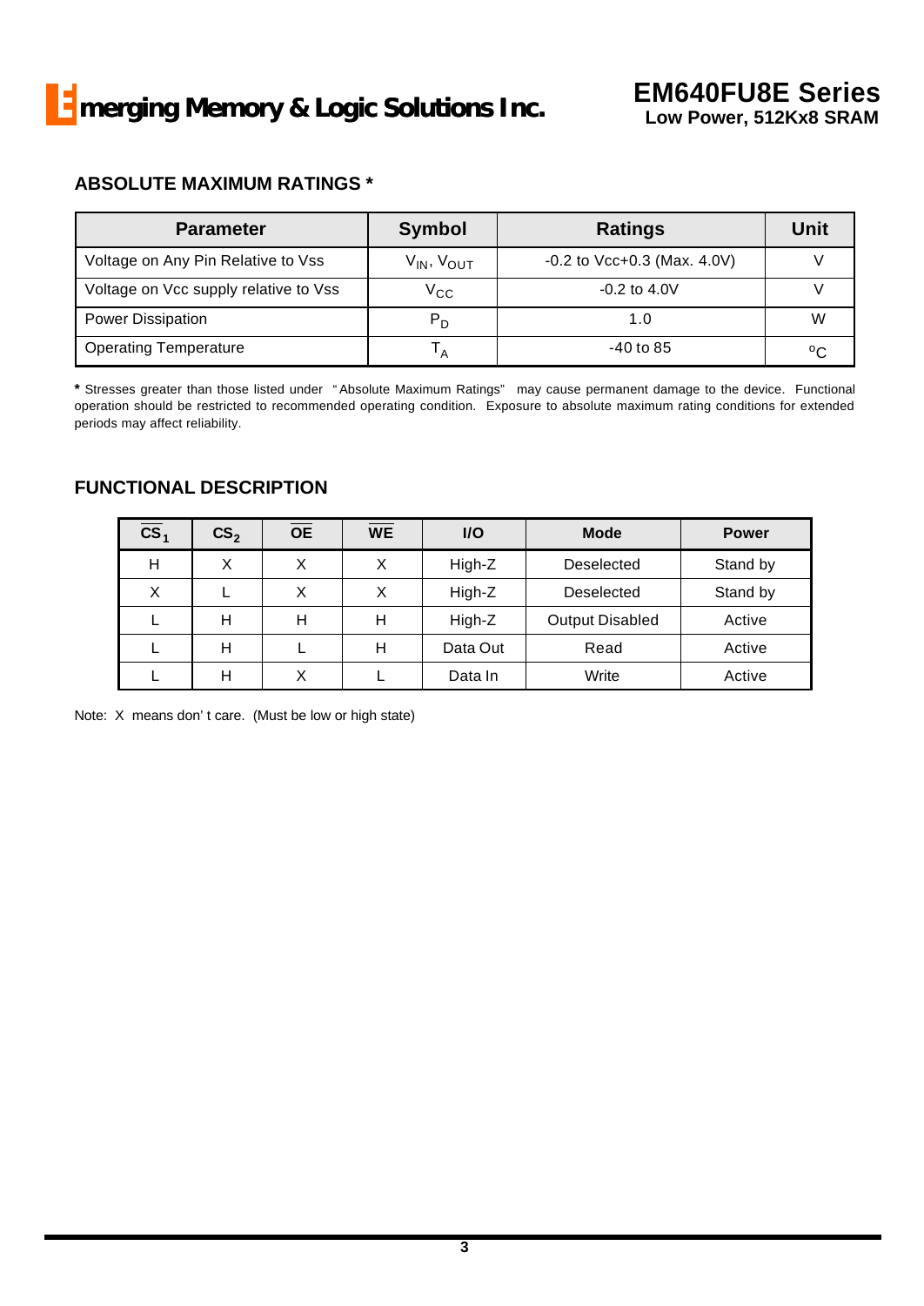## ABSOLUTE MAXIMUM RATINGS *

| Parameter | Symbol | Ratings | Unit |
|---|---|---|---|
| Voltage on Any Pin Relative to Vss | $V_{IN}$, $V_{OUT}$ | -0.2 to Vcc+0.3 (Max. 4.0V) | V |
| Voltage on Vcc supply relative to Vss | $V_{CC}$ | -0.2 to 4.0V | V |
| Power Dissipation | $P_D$ | 1.0 | W |
| Operating Temperature | $T_A$ | -40 to 85 | °C |

**\*** Stresses greater than those listed under "Absolute Maximum Ratings" may cause permanent damage to the device. Functional operation should be restricted to recommended operating condition. Exposure to absolute maximum rating conditions for extended periods may affect reliability.

## FUNCTIONAL DESCRIPTION

| $\overline{CS_1}$ | $CS_2$ | $\overline{OE}$ | $\overline{WE}$ | I/O | Mode | Power |
|---|---|---|---|---|---|---|
| H | X | X | X | High-Z | Deselected | Stand by |
| X | L | X | X | High-Z | Deselected | Stand by |
| L | H | H | H | High-Z | Output Disabled | Active |
| L | H | L | H | Data Out | Read | Active |
| L | H | X | L | Data In | Write | Active |

Note: X means don't care. (Must be low or high state)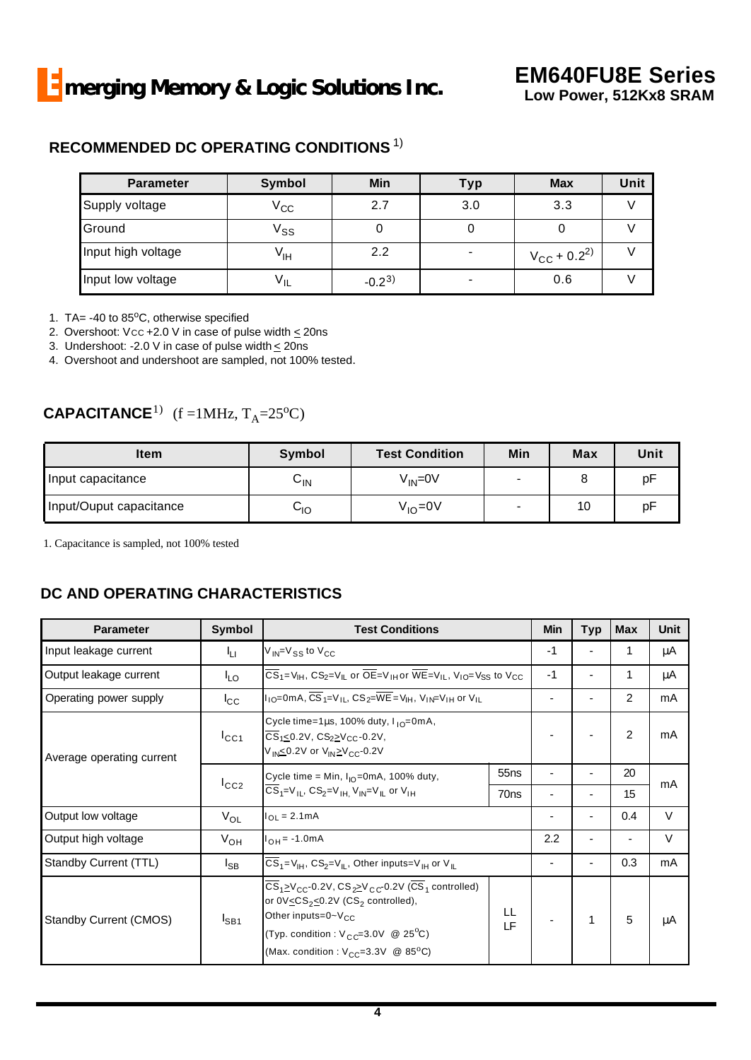## RECOMMENDED DC OPERATING CONDITIONS [1)]

| Parameter | Symbol | Min | Typ | Max | Unit |
|---|---|---|---|---|---|
| Supply voltage | $V_{CC}$ | 2.7 | 3.0 | 3.3 | V |
| Ground | $V_{SS}$ | 0 | 0 | 0 | V |
| Input high voltage | $V_{IH}$ | 2.2 | - | $V_{CC}$ + 0.2[2)] | V |
| Input low voltage | $V_{IL}$ | -0.2[3)] | - | 0.6 | V |

1. TA= -40 to 85°C, otherwise specified
2. Overshoot: Vcc +2.0 V in case of pulse width ≤ 20ns
3. Undershoot: -2.0 V in case of pulse width ≤ 20ns
4. Overshoot and undershoot are sampled, not 100% tested.

## CAPACITANCE[1)] (f =1MHz, $T_A$=25°C)

| Item | Symbol | Test Condition | Min | Max | Unit |
|---|---|---|---|---|---|
| Input capacitance | $C_{IN}$ | $V_{IN}$=0V | - | 8 | pF |
| Input/Ouput capacitance | $C_{IO}$ | $V_{IO}$=0V | - | 10 | pF |

1. Capacitance is sampled, not 100% tested

## DC AND OPERATING CHARACTERISTICS

| Parameter | Symbol | Test Conditions | | Min | Typ | Max | Unit |
|---|---|---|---|---|---|---|---|
| Input leakage current | $I_{LI}$ | $V_{IN}$=$V_{SS}$ to $V_{CC}$ | | -1 | - | 1 | µA |
| Output leakage current | $I_{LO}$ | $\overline{CS}_1$=$V_{IH}$, $CS_2$=$V_{IL}$ or $\overline{OE}$=$V_{IH}$ or $\overline{WE}$=$V_{IL}$, $V_{IO}$=$V_{SS}$ to $V_{CC}$ | | -1 | - | 1 | µA |
| Operating power supply | $I_{CC}$ | $I_{IO}$=0mA, $\overline{CS}_1$=$V_{IL}$, $CS_2$=$\overline{WE}$=$V_{IH}$, $V_{IN}$=$V_{IH}$ or $V_{IL}$ | | - | - | 2 | mA |
| Average operating current | $I_{CC1}$ | Cycle time=1µs, 100% duty, $I_{IO}$=0mA, $\overline{CS}_1$≤0.2V, $CS_2$≥$V_{CC}$-0.2V, $V_{IN}$≤0.2V or $V_{IN}$≥$V_{CC}$-0.2V | | - | - | 2 | mA |
| | $I_{CC2}$ | Cycle time = Min, $I_{IO}$=0mA, 100% duty, $\overline{CS}_1$=$V_{IL}$, $CS_2$=$V_{IH}$, $V_{IN}$=$V_{IL}$ or $V_{IH}$ | 55ns | - | - | 20 | mA |
| | | | 70ns | - | - | 15 | |
| Output low voltage | $V_{OL}$ | $I_{OL}$ = 2.1mA | | - | - | 0.4 | V |
| Output high voltage | $V_{OH}$ | $I_{OH}$ = -1.0mA | | 2.2 | - | - | V |
| Standby Current (TTL) | $I_{SB}$ | $\overline{CS}_1$=$V_{IH}$, $CS_2$=$V_{IL}$, Other inputs=$V_{IH}$ or $V_{IL}$ | | - | - | 0.3 | mA |
| Standby Current (CMOS) | $I_{SB1}$ | $\overline{CS}_1$≥$V_{CC}$-0.2V, $CS_2$≥$V_{CC}$-0.2V ($\overline{CS}_1$ controlled) or 0V≤$CS_2$≤0.2V ($CS_2$ controlled), Other inputs=0~$V_{CC}$ (Typ. condition : $V_{CC}$=3.0V @ 25°C) (Max. condition : $V_{CC}$=3.3V @ 85°C) | LL LF | - | 1 | 5 | µA |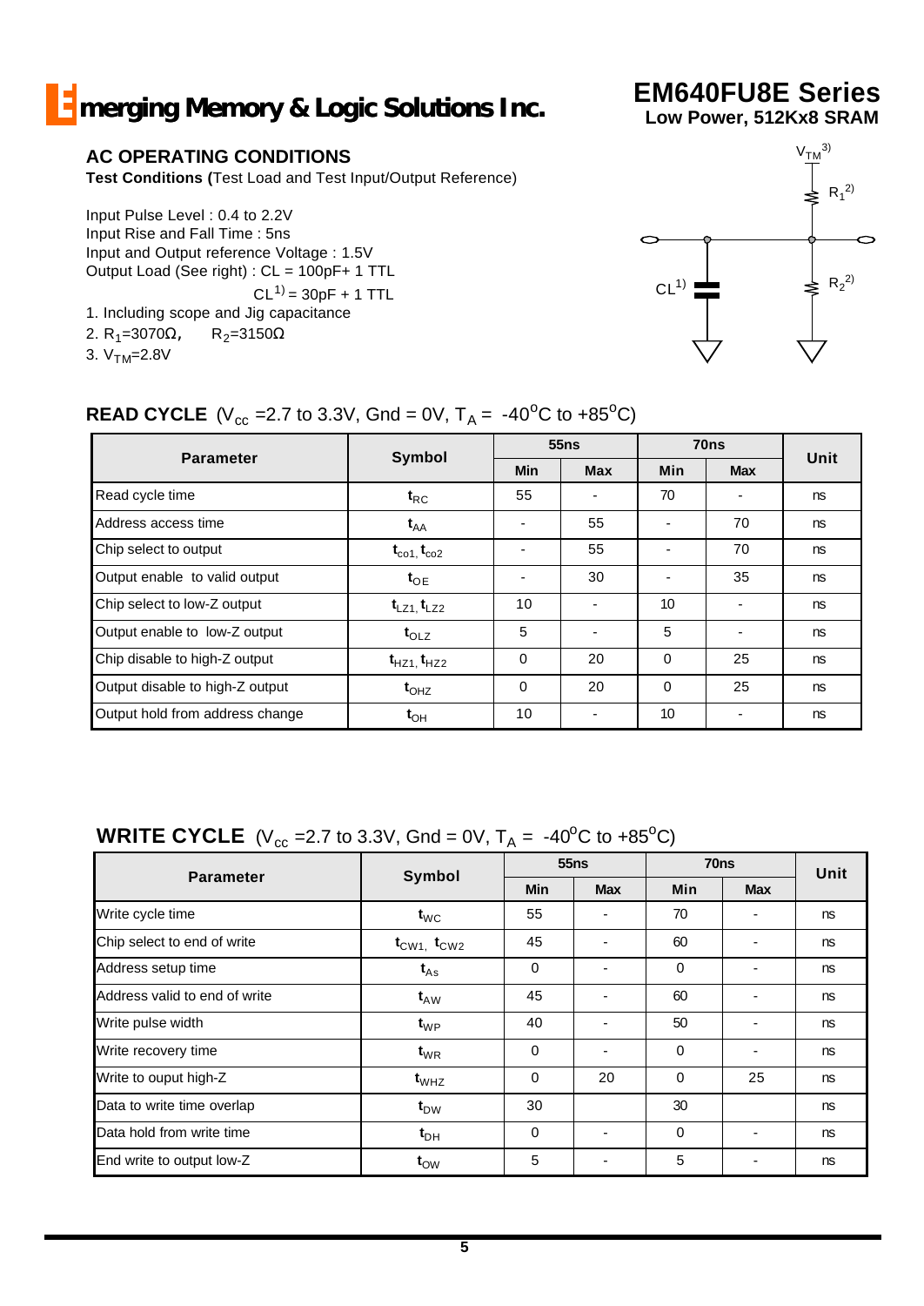## AC OPERATING CONDITIONS

**Test Conditions (**Test Load and Test Input/Output Reference)

Input Pulse Level : 0.4 to 2.2V
Input Rise and Fall Time : 5ns
Input and Output reference Voltage : 1.5V
Output Load (See right) : CL = 100pF+ 1 TTL
CL[1] = 30pF + 1 TTL

1. Including scope and Jig capacitance
2. $R_1$=3070Ω, $R_2$=3150Ω
3. $V_{TM}$=2.8V

## READ CYCLE ($V_{cc}$ =2.7 to 3.3V, Gnd = 0V, $T_A$ = -40$^o$C to +85$^o$C)

| Parameter | Symbol | 55ns | | 70ns | | Unit |
|---|---|---|---|---|---|---|
| | | Min | Max | Min | Max | |
| Read cycle time | $t_{RC}$ | 55 | - | 70 | - | ns |
| Address access time | $t_{AA}$ | - | 55 | - | 70 | ns |
| Chip select to output | $t_{co1}$, $t_{co2}$ | - | 55 | - | 70 | ns |
| Output enable to valid output | $t_{OE}$ | - | 30 | - | 35 | ns |
| Chip select to low-Z output | $t_{LZ1}$, $t_{LZ2}$ | 10 | - | 10 | - | ns |
| Output enable to low-Z output | $t_{OLZ}$ | 5 | - | 5 | - | ns |
| Chip disable to high-Z output | $t_{HZ1}$, $t_{HZ2}$ | 0 | 20 | 0 | 25 | ns |
| Output disable to high-Z output | $t_{OHZ}$ | 0 | 20 | 0 | 25 | ns |
| Output hold from address change | $t_{OH}$ | 10 | - | 10 | - | ns |

## WRITE CYCLE ($V_{cc}$ =2.7 to 3.3V, Gnd = 0V, $T_A$ = -40$^o$C to +85$^o$C)

| Parameter | Symbol | 55ns | | 70ns | | Unit |
|---|---|---|---|---|---|---|
| | | Min | Max | Min | Max | |
| Write cycle time | $t_{WC}$ | 55 | - | 70 | - | ns |
| Chip select to end of write | $t_{CW1}$, $t_{CW2}$ | 45 | - | 60 | - | ns |
| Address setup time | $t_{As}$ | 0 | - | 0 | - | ns |
| Address valid to end of write | $t_{AW}$ | 45 | - | 60 | - | ns |
| Write pulse width | $t_{WP}$ | 40 | - | 50 | - | ns |
| Write recovery time | $t_{WR}$ | 0 | - | 0 | - | ns |
| Write to ouput high-Z | $t_{WHZ}$ | 0 | 20 | 0 | 25 | ns |
| Data to write time overlap | $t_{DW}$ | 30 | | 30 | | ns |
| Data hold from write time | $t_{DH}$ | 0 | - | 0 | - | ns |
| End write to output low-Z | $t_{OW}$ | 5 | - | 5 | - | ns |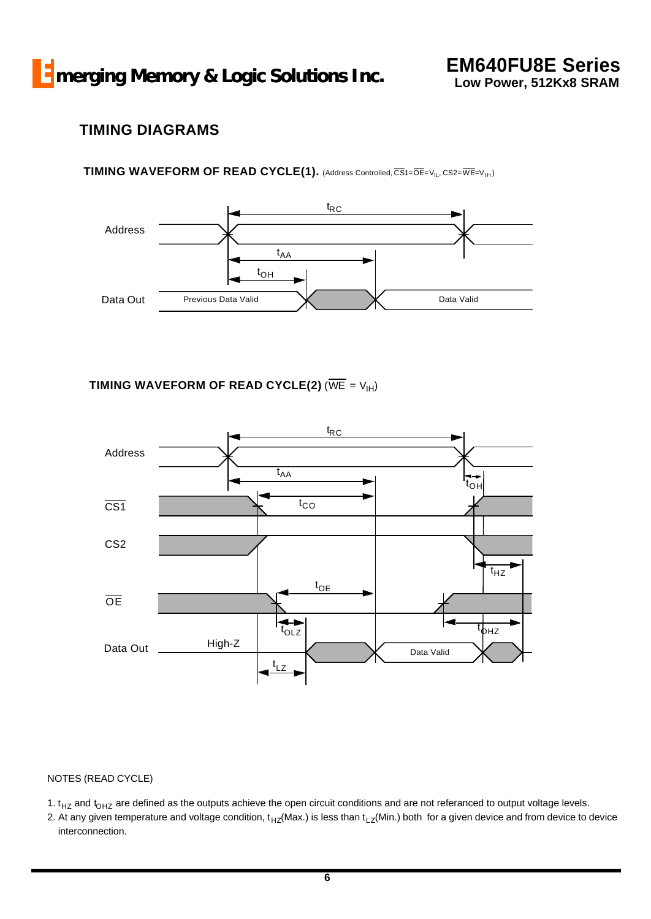## TIMING DIAGRAMS

**TIMING WAVEFORM OF READ CYCLE(1).** (Address Controlled, $\overline{CS1}$=$\overline{OE}$=$V_{IL}$, CS2=$\overline{WE}$=$V_{IH}$)

**TIMING WAVEFORM OF READ CYCLE(2)** ($\overline{WE}$ = $V_{IH}$)

NOTES (READ CYCLE)

1. $t_{HZ}$ and $t_{OHZ}$ are defined as the outputs achieve the open circuit conditions and are not referanced to output voltage levels.
2. At any given temperature and voltage condition, $t_{HZ}$(Max.) is less than $t_{LZ}$(Min.) both for a given device and from device to device interconnection.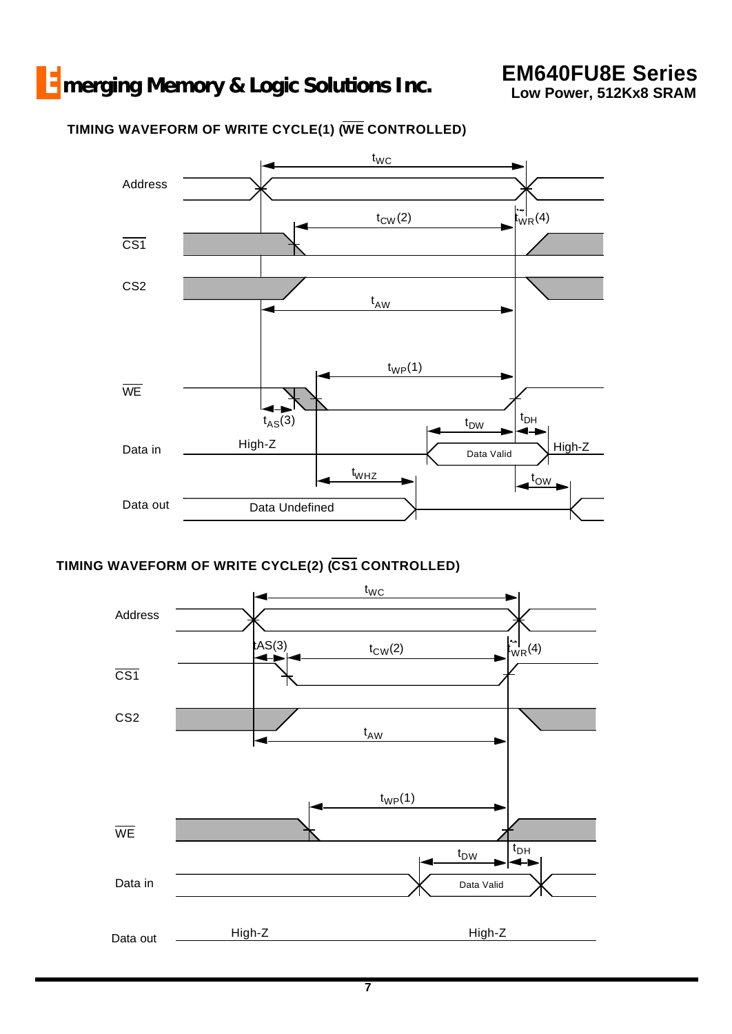### TIMING WAVEFORM OF WRITE CYCLE(1) ($\overline{WE}$ CONTROLLED)

Address, $\overline{CS1}$, CS2, $\overline{WE}$, Data in, Data out

$t_{WC}$, $t_{CW}$(2), $t_{WR}$(4), $t_{AW}$, $t_{WP}$(1), $t_{AS}$(3), $t_{DW}$, $t_{DH}$, $t_{WHZ}$, $t_{OW}$

High-Z, Data Valid, High-Z, Data Undefined

### TIMING WAVEFORM OF WRITE CYCLE(2) ($\overline{CS1}$ CONTROLLED)

Address, $\overline{CS1}$, CS2, $\overline{WE}$, Data in, Data out

$t_{WC}$, $t_{AS}$(3), $t_{CW}$(2), $t_{WR}$(4), $t_{AW}$, $t_{WP}$(1), $t_{DW}$, $t_{DH}$

Data Valid, High-Z, High-Z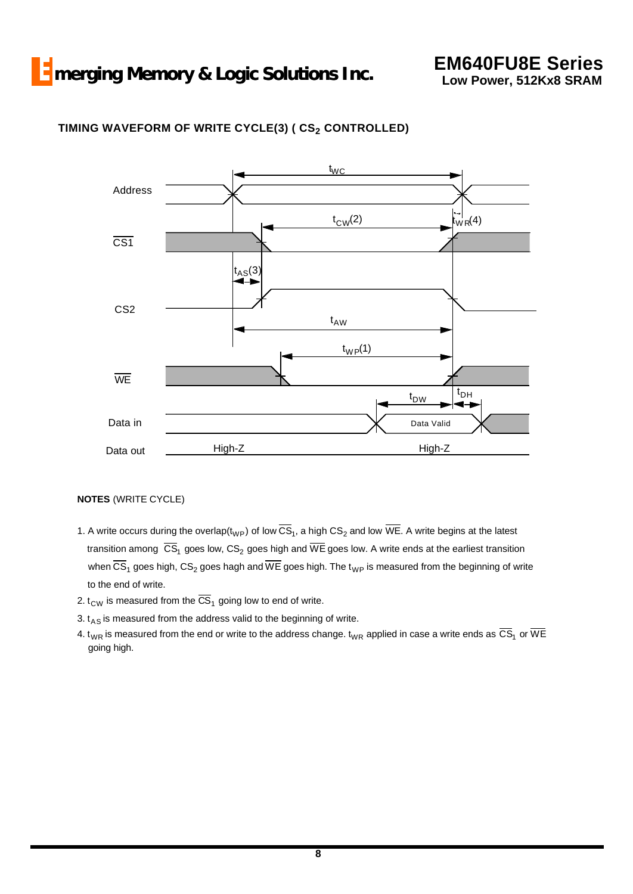### TIMING WAVEFORM OF WRITE CYCLE(3) ( $CS_2$ CONTROLLED)

Address

$\overline{CS1}$

CS2

$\overline{WE}$

Data in

Data out

$t_{WC}$

$t_{CW}$(2)

$t_{WR}$(4)

$t_{AS}$(3)

$t_{AW}$

$t_{WP}$(1)

$t_{DW}$

$t_{DH}$

Data Valid

High-Z

High-Z

**NOTES** (WRITE CYCLE)

1. A write occurs during the overlap($t_{WP}$) of low $\overline{CS}_1$, a high $CS_2$ and low $\overline{WE}$. A write begins at the latest transition among $\overline{CS}_1$ goes low, $CS_2$ goes high and $\overline{WE}$ goes low. A write ends at the earliest transition when $\overline{CS}_1$ goes high, $CS_2$ goes hagh and $\overline{WE}$ goes high. The $t_{WP}$ is measured from the beginning of write to the end of write.
2. $t_{CW}$ is measured from the $\overline{CS}_1$ going low to end of write.
3. $t_{AS}$ is measured from the address valid to the beginning of write.
4. $t_{WR}$ is measured from the end or write to the address change. $t_{WR}$ applied in case a write ends as $\overline{CS}_1$ or $\overline{WE}$ going high.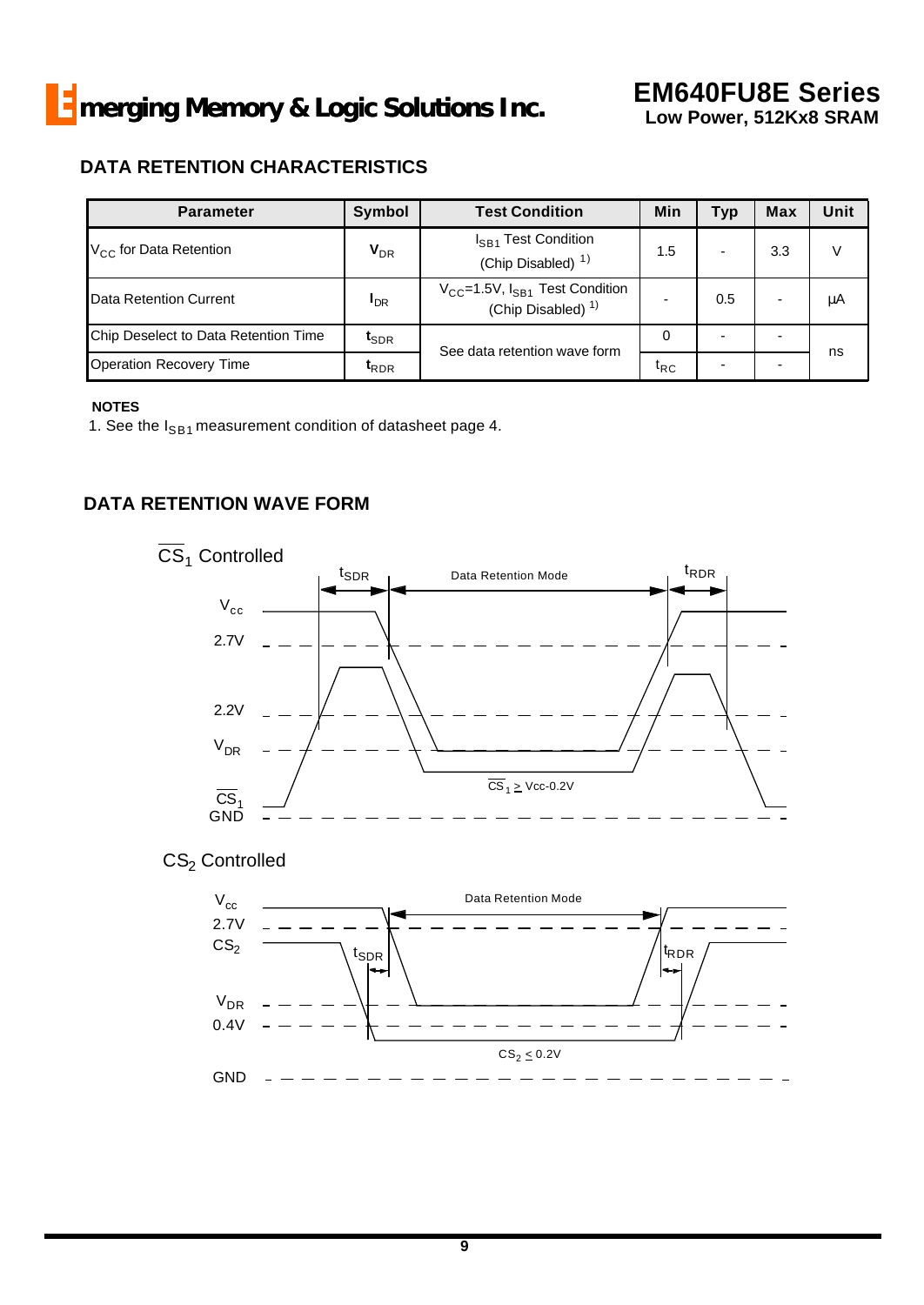## DATA RETENTION CHARACTERISTICS

| Parameter | Symbol | Test Condition | Min | Typ | Max | Unit |
|---|---|---|---|---|---|---|
| $V_{CC}$ for Data Retention | $V_{DR}$ | $I_{SB1}$ Test Condition (Chip Disabled) [1] | 1.5 | - | 3.3 | V |
| Data Retention Current | $I_{DR}$ | $V_{CC}$=1.5V, $I_{SB1}$ Test Condition (Chip Disabled) [1] | - | 0.5 | - | μA |
| Chip Deselect to Data Retention Time | $t_{SDR}$ | See data retention wave form | 0 | - | - | ns |
| Operation Recovery Time | $t_{RDR}$ | | $t_{RC}$ | - | - | |

**NOTES**

1. See the $I_{SB1}$ measurement condition of datasheet page 4.

## DATA RETENTION WAVE FORM

$\overline{CS}_1$ Controlled

$t_{SDR}$ | Data Retention Mode | $t_{RDR}$

$V_{cc}$, 2.7V, 2.2V, $V_{DR}$, $\overline{CS}_1$, GND

$\overline{CS}_1 \geq$ Vcc-0.2V

$CS_2$ Controlled

Data Retention Mode

$V_{cc}$, 2.7V, $CS_2$, $t_{SDR}$, $t_{RDR}$, $V_{DR}$, 0.4V, GND

$CS_2 \leq$ 0.2V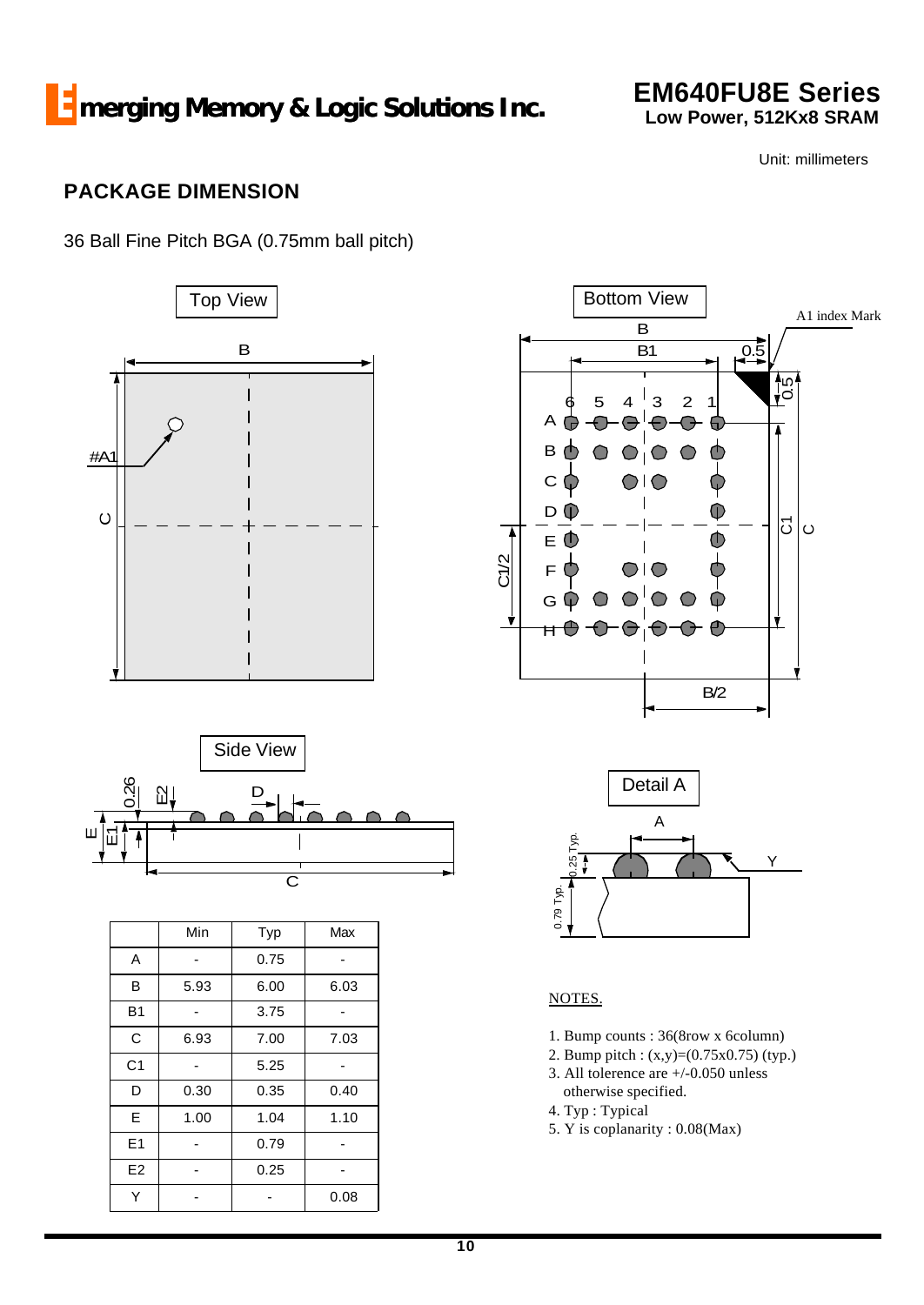Unit: millimeters

## PACKAGE DIMENSION

36 Ball Fine Pitch BGA (0.75mm ball pitch)

Top View

Bottom View

Side View

Detail A

| | Min | Typ | Max |
|---|---|---|---|
| A | - | 0.75 | - |
| B | 5.93 | 6.00 | 6.03 |
| B1 | - | 3.75 | - |
| C | 6.93 | 7.00 | 7.03 |
| C1 | - | 5.25 | - |
| D | 0.30 | 0.35 | 0.40 |
| E | 1.00 | 1.04 | 1.10 |
| E1 | - | 0.79 | - |
| E2 | - | 0.25 | - |
| Y | - | - | 0.08 |

NOTES.

1. Bump counts : 36(8row x 6column)
2. Bump pitch : (x,y)=(0.75x0.75) (typ.)
3. All tolerence are +/-0.050 unless otherwise specified.
4. Typ : Typical
5. Y is coplanarity : 0.08(Max)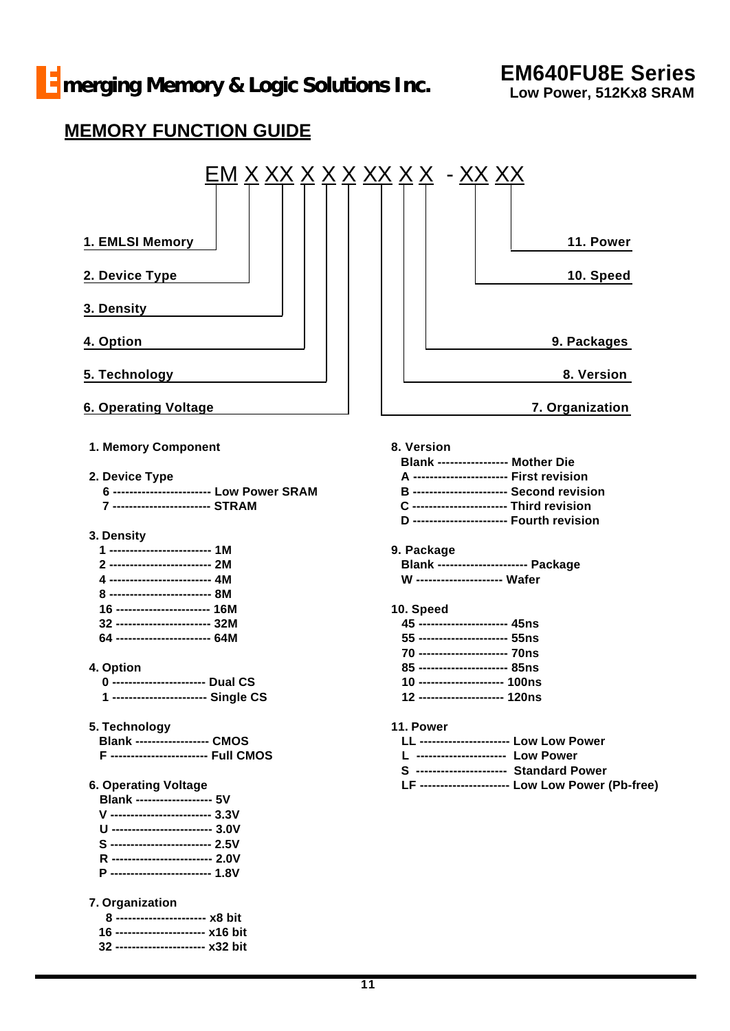## MEMORY FUNCTION GUIDE

EM X XX X X X XX X X - XX XX

1. EMLSI Memory
2. Device Type
3. Density
4. Option
5. Technology
6. Operating Voltage
7. Organization
8. Version
9. Packages
10. Speed
11. Power

**1. Memory Component**

**2. Device Type**
- 6 ------------------------ Low Power SRAM
- 7 ------------------------ STRAM

**3. Density**
- 1 ------------------------- 1M
- 2 ------------------------- 2M
- 4 ------------------------- 4M
- 8 ------------------------- 8M
- 16 ----------------------- 16M
- 32 ----------------------- 32M
- 64 ----------------------- 64M

**4. Option**
- 0 ----------------------- Dual CS
- 1 ----------------------- Single CS

**5. Technology**
- Blank ------------------ CMOS
- F ------------------------ Full CMOS

**6. Operating Voltage**
- Blank ------------------ 5V
- V ------------------------- 3.3V
- U ------------------------- 3.0V
- S ------------------------- 2.5V
- R ------------------------- 2.0V
- P ------------------------- 1.8V

**7. Organization**
- 8 ---------------------- x8 bit
- 16 ---------------------- x16 bit
- 32 ---------------------- x32 bit

**8. Version**
- Blank ----------------- Mother Die
- A ----------------------- First revision
- B ----------------------- Second revision
- C ----------------------- Third revision
- D ----------------------- Fourth revision

**9. Package**
- Blank ---------------------- Package
- W --------------------- Wafer

**10. Speed**
- 45 ---------------------- 45ns
- 55 ---------------------- 55ns
- 70 ---------------------- 70ns
- 85 ---------------------- 85ns
- 10 --------------------- 100ns
- 12 --------------------- 120ns

**11. Power**
- LL ---------------------- Low Low Power
- L ---------------------- Low Power
- S ---------------------- Standard Power
- LF ---------------------- Low Low Power (Pb-free)